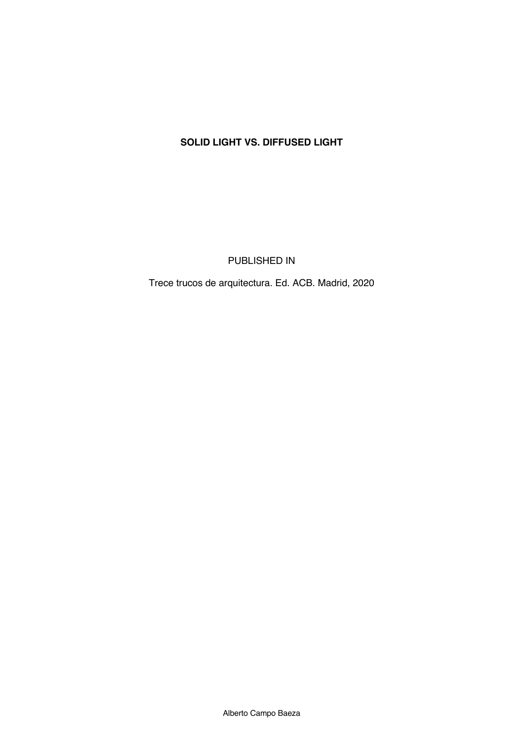# SOLID LIGHT VS. DIFFUSED LIGHT

PUBLISHED IN

Trece trucos de arquitectura. Ed. ACB. Madrid, 2020

Alberto Campo Baeza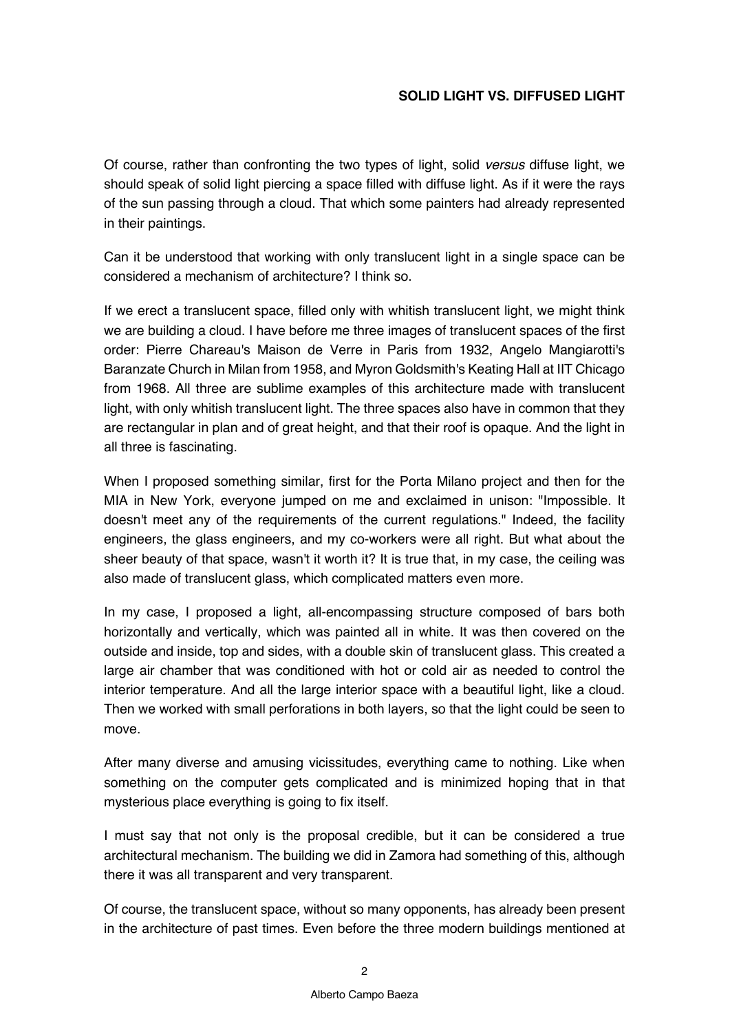## SOLID LIGHT VS. DIFFUSED LIGHT

Of course, rather than confronting the two types of light, solid *versus* diffuse light, we should speak of solid light piercing a space filled with diffuse light. As if it were the rays of the sun passing through a cloud. That which some painters had already represented in their paintings.

Can it be understood that working with only translucent light in a single space can be considered a mechanism of architecture? I think so.

If we erect a translucent space, filled only with whitish translucent light, we might think we are building a cloud. I have before me three images of translucent spaces of the first order: Pierre Chareau's Maison de Verre in Paris from 1932, Angelo Mangiarotti's Baranzate Church in Milan from 1958, and Myron Goldsmith's Keating Hall at IIT Chicago from 1968. All three are sublime examples of this architecture made with translucent light, with only whitish translucent light. The three spaces also have in common that they are rectangular in plan and of great height, and that their roof is opaque. And the light in all three is fascinating.

When I proposed something similar, first for the Porta Milano project and then for the MIA in New York, everyone jumped on me and exclaimed in unison: "Impossible. It doesn't meet any of the requirements of the current regulations." Indeed, the facility engineers, the glass engineers, and my co-workers were all right. But what about the sheer beauty of that space, wasn't it worth it? It is true that, in my case, the ceiling was also made of translucent glass, which complicated matters even more.

In my case, I proposed a light, all-encompassing structure composed of bars both horizontally and vertically, which was painted all in white. It was then covered on the outside and inside, top and sides, with a double skin of translucent glass. This created a large air chamber that was conditioned with hot or cold air as needed to control the interior temperature. And all the large interior space with a beautiful light, like a cloud. Then we worked with small perforations in both layers, so that the light could be seen to move.

After many diverse and amusing vicissitudes, everything came to nothing. Like when something on the computer gets complicated and is minimized hoping that in that mysterious place everything is going to fix itself.

I must say that not only is the proposal credible, but it can be considered a true architectural mechanism. The building we did in Zamora had something of this, although there it was all transparent and very transparent.

Of course, the translucent space, without so many opponents, has already been present in the architecture of past times. Even before the three modern buildings mentioned at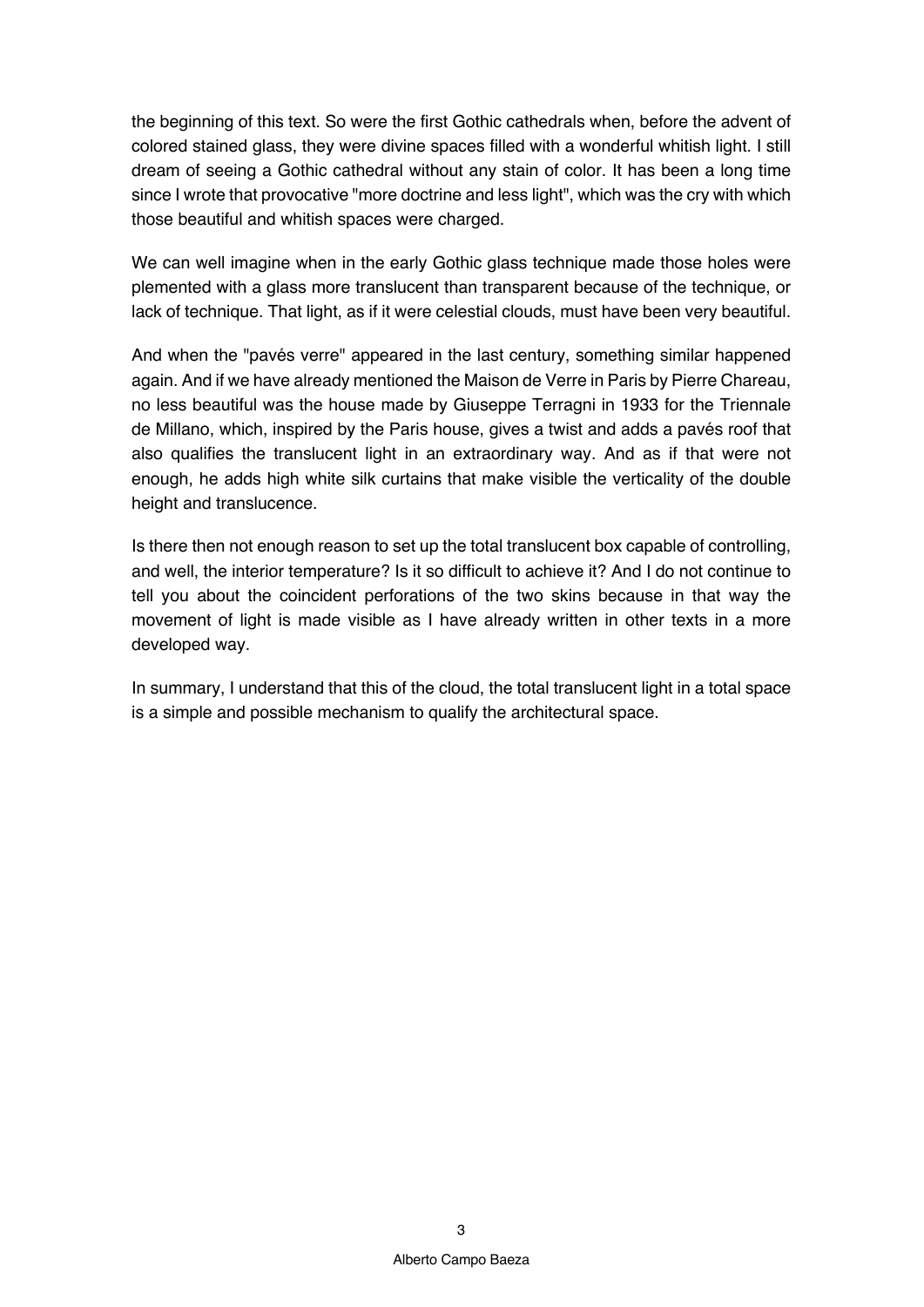the beginning of this text. So were the first Gothic cathedrals when, before the advent of colored stained glass, they were divine spaces filled with a wonderful whitish light. I still dream of seeing a Gothic cathedral without any stain of color. It has been a long time since I wrote that provocative "more doctrine and less light", which was the cry with which those beautiful and whitish spaces were charged.

We can well imagine when in the early Gothic glass technique made those holes were plemented with a glass more translucent than transparent because of the technique, or lack of technique. That light, as if it were celestial clouds, must have been very beautiful.

And when the "pavés verre" appeared in the last century, something similar happened again. And if we have already mentioned the Maison de Verre in Paris by Pierre Chareau, no less beautiful was the house made by Giuseppe Terragni in 1933 for the Triennale de Millano, which, inspired by the Paris house, gives a twist and adds a pavés roof that also qualifies the translucent light in an extraordinary way. And as if that were not enough, he adds high white silk curtains that make visible the verticality of the double height and translucence.

Is there then not enough reason to set up the total translucent box capable of controlling, and well, the interior temperature? Is it so difficult to achieve it? And I do not continue to tell you about the coincident perforations of the two skins because in that way the movement of light is made visible as I have already written in other texts in a more developed way.

In summary, I understand that this of the cloud, the total translucent light in a total space is a simple and possible mechanism to qualify the architectural space.